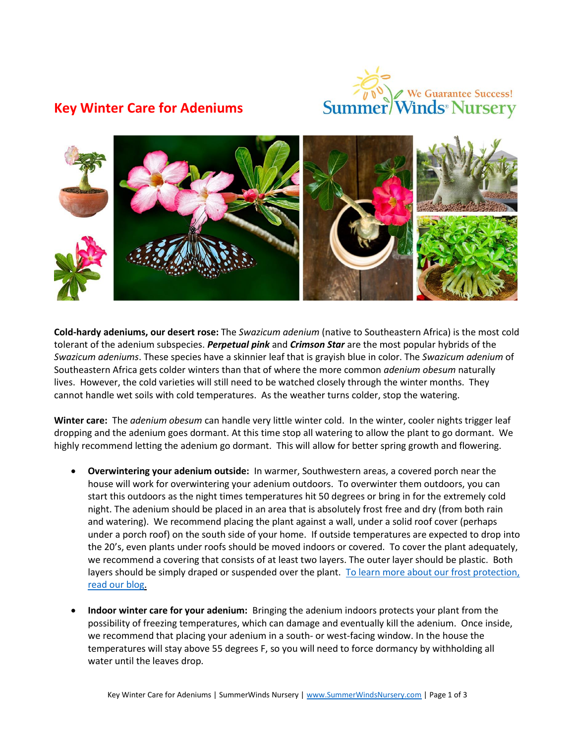# Key Winter Care for Adeniums

**Cold-hardy adeniums, our desert rose:** The *Swazicum adenium* (native to Southeastern Africa) is the most cold tolerant of the adenium subspecies. ***Perpetual pink*** and ***Crimson Star*** are the most popular hybrids of the *Swazicum adeniums*. These species have a skinnier leaf that is grayish blue in color. The *Swazicum adenium* of Southeastern Africa gets colder winters than that of where the more common *adenium obesum* naturally lives. However, the cold varieties will still need to be watched closely through the winter months. They cannot handle wet soils with cold temperatures. As the weather turns colder, stop the watering.

**Winter care:** The *adenium obesum* can handle very little winter cold. In the winter, cooler nights trigger leaf dropping and the adenium goes dormant. At this time stop all watering to allow the plant to go dormant. We highly recommend letting the adenium go dormant. This will allow for better spring growth and flowering.

- **Overwintering your adenium outside:** In warmer, Southwestern areas, a covered porch near the house will work for overwintering your adenium outdoors. To overwinter them outdoors, you can start this outdoors as the night times temperatures hit 50 degrees or bring in for the extremely cold night. The adenium should be placed in an area that is absolutely frost free and dry (from both rain and watering). We recommend placing the plant against a wall, under a solid roof cover (perhaps under a porch roof) on the south side of your home. If outside temperatures are expected to drop into the 20's, even plants under roofs should be moved indoors or covered. To cover the plant adequately, we recommend a covering that consists of at least two layers. The outer layer should be plastic. Both layers should be simply draped or suspended over the plant. To learn more about our frost protection, read our blog.

- **Indoor winter care for your adenium:** Bringing the adenium indoors protects your plant from the possibility of freezing temperatures, which can damage and eventually kill the adenium. Once inside, we recommend that placing your adenium in a south- or west-facing window. In the house the temperatures will stay above 55 degrees F, so you will need to force dormancy by withholding all water until the leaves drop.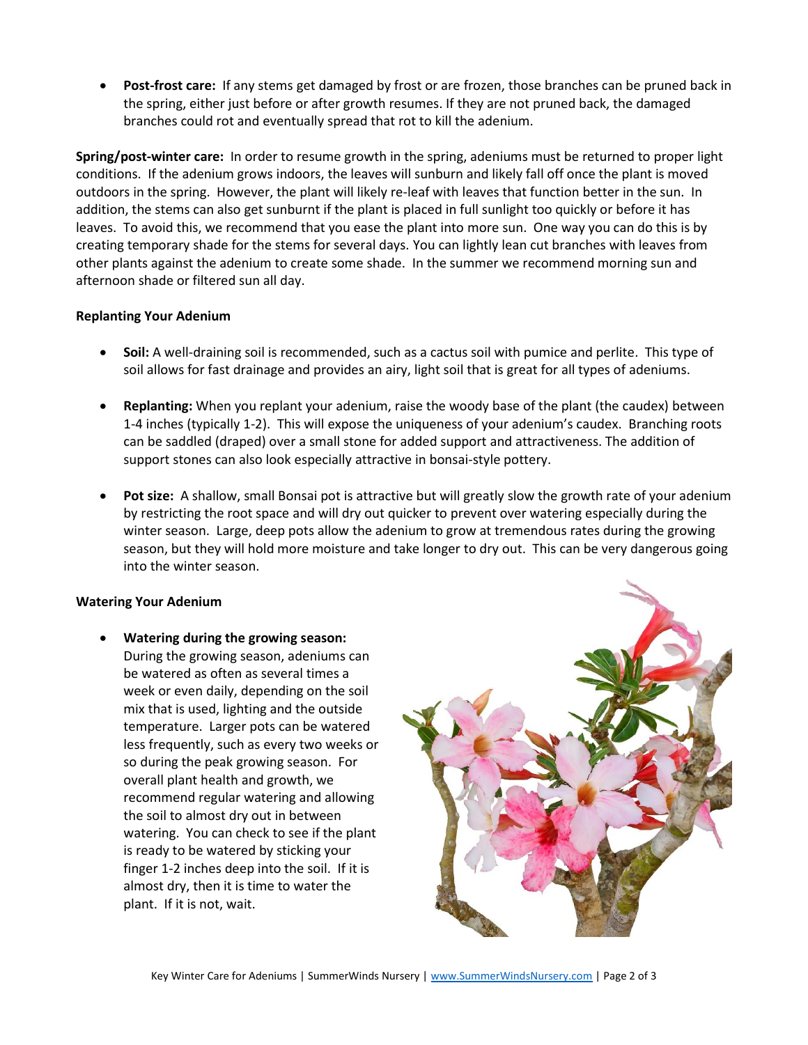- **Post-frost care:** If any stems get damaged by frost or are frozen, those branches can be pruned back in the spring, either just before or after growth resumes. If they are not pruned back, the damaged branches could rot and eventually spread that rot to kill the adenium.

**Spring/post-winter care:** In order to resume growth in the spring, adeniums must be returned to proper light conditions. If the adenium grows indoors, the leaves will sunburn and likely fall off once the plant is moved outdoors in the spring. However, the plant will likely re-leaf with leaves that function better in the sun. In addition, the stems can also get sunburnt if the plant is placed in full sunlight too quickly or before it has leaves. To avoid this, we recommend that you ease the plant into more sun. One way you can do this is by creating temporary shade for the stems for several days. You can lightly lean cut branches with leaves from other plants against the adenium to create some shade. In the summer we recommend morning sun and afternoon shade or filtered sun all day.

### Replanting Your Adenium

- **Soil:** A well-draining soil is recommended, such as a cactus soil with pumice and perlite. This type of soil allows for fast drainage and provides an airy, light soil that is great for all types of adeniums.

- **Replanting:** When you replant your adenium, raise the woody base of the plant (the caudex) between 1-4 inches (typically 1-2). This will expose the uniqueness of your adenium's caudex. Branching roots can be saddled (draped) over a small stone for added support and attractiveness. The addition of support stones can also look especially attractive in bonsai-style pottery.

- **Pot size:** A shallow, small Bonsai pot is attractive but will greatly slow the growth rate of your adenium by restricting the root space and will dry out quicker to prevent over watering especially during the winter season. Large, deep pots allow the adenium to grow at tremendous rates during the growing season, but they will hold more moisture and take longer to dry out. This can be very dangerous going into the winter season.

### Watering Your Adenium

- **Watering during the growing season:** During the growing season, adeniums can be watered as often as several times a week or even daily, depending on the soil mix that is used, lighting and the outside temperature. Larger pots can be watered less frequently, such as every two weeks or so during the peak growing season. For overall plant health and growth, we recommend regular watering and allowing the soil to almost dry out in between watering. You can check to see if the plant is ready to be watered by sticking your finger 1-2 inches deep into the soil. If it is almost dry, then it is time to water the plant. If it is not, wait.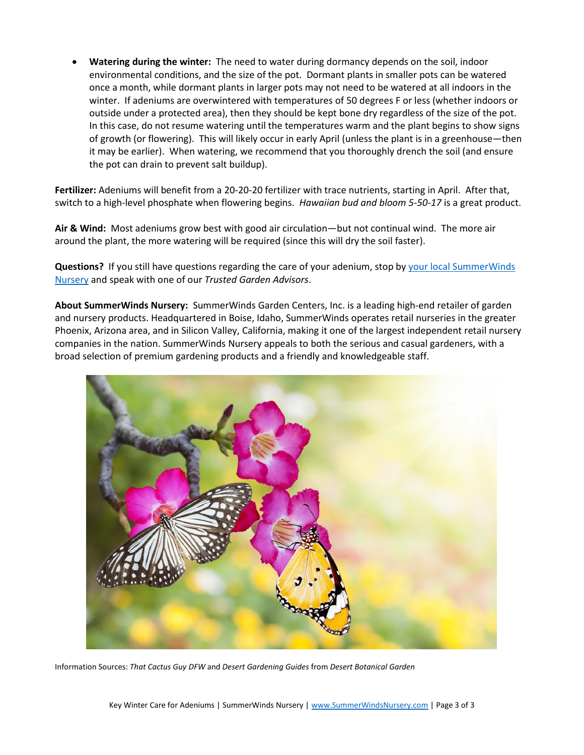- **Watering during the winter:** The need to water during dormancy depends on the soil, indoor environmental conditions, and the size of the pot. Dormant plants in smaller pots can be watered once a month, while dormant plants in larger pots may not need to be watered at all indoors in the winter. If adeniums are overwintered with temperatures of 50 degrees F or less (whether indoors or outside under a protected area), then they should be kept bone dry regardless of the size of the pot. In this case, do not resume watering until the temperatures warm and the plant begins to show signs of growth (or flowering). This will likely occur in early April (unless the plant is in a greenhouse—then it may be earlier). When watering, we recommend that you thoroughly drench the soil (and ensure the pot can drain to prevent salt buildup).

**Fertilizer:** Adeniums will benefit from a 20-20-20 fertilizer with trace nutrients, starting in April. After that, switch to a high-level phosphate when flowering begins. *Hawaiian bud and bloom 5-50-17* is a great product.

**Air & Wind:** Most adeniums grow best with good air circulation—but not continual wind. The more air around the plant, the more watering will be required (since this will dry the soil faster).

**Questions?** If you still have questions regarding the care of your adenium, stop by [your local SummerWinds Nursery] and speak with one of our *Trusted Garden Advisors*.

**About SummerWinds Nursery:** SummerWinds Garden Centers, Inc. is a leading high-end retailer of garden and nursery products. Headquartered in Boise, Idaho, SummerWinds operates retail nurseries in the greater Phoenix, Arizona area, and in Silicon Valley, California, making it one of the largest independent retail nursery companies in the nation. SummerWinds Nursery appeals to both the serious and casual gardeners, with a broad selection of premium gardening products and a friendly and knowledgeable staff.

Information Sources: *That Cactus Guy DFW* and *Desert Gardening Guides* from *Desert Botanical Garden*